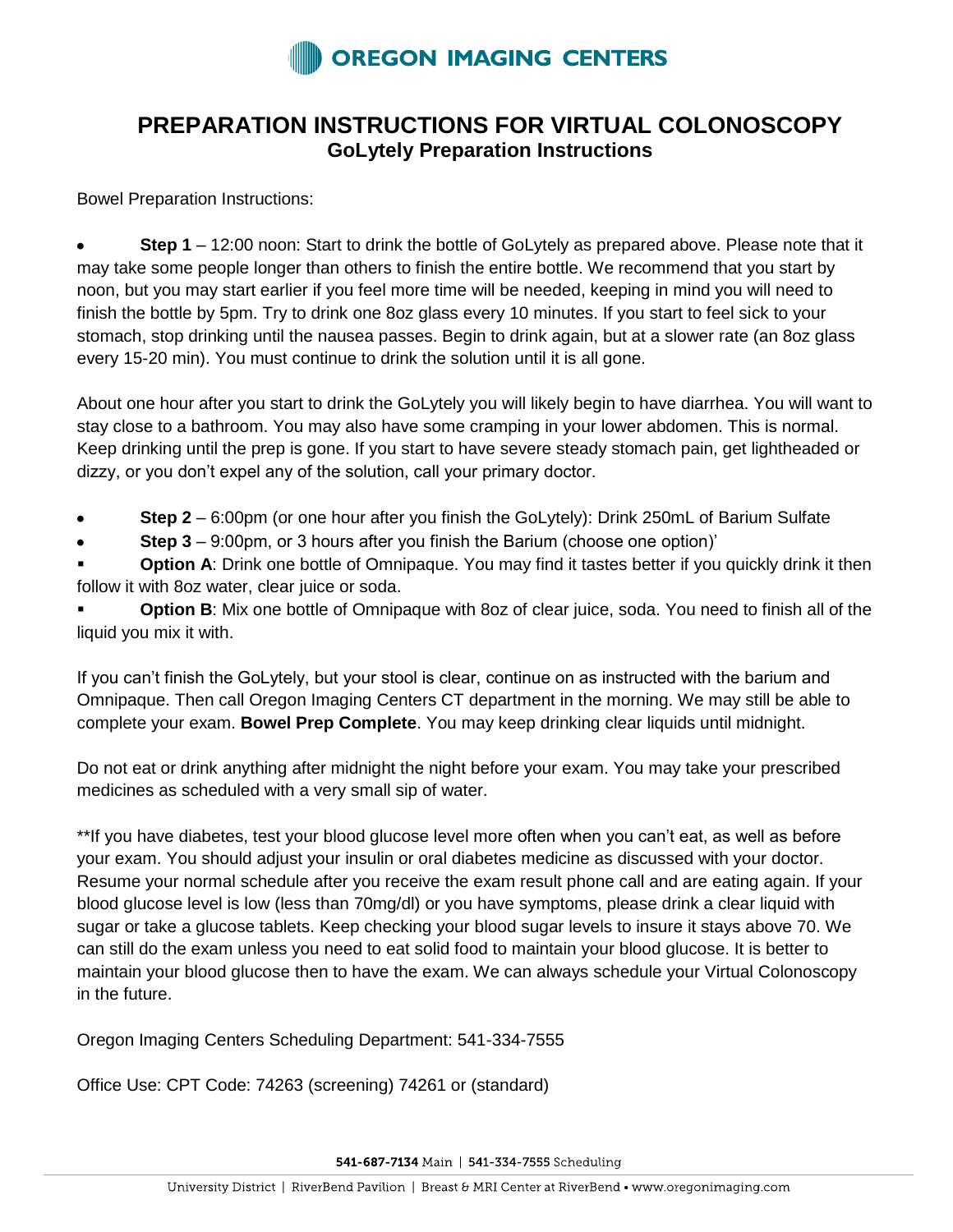# OREGON IMAGING CENTERS

## PREPARATION INSTRUCTIONS FOR VIRTUAL COLONOSCOPY
### GoLytely Preparation Instructions

Bowel Preparation Instructions:

- **Step 1** – 12:00 noon: Start to drink the bottle of GoLytely as prepared above. Please note that it may take some people longer than others to finish the entire bottle. We recommend that you start by noon, but you may start earlier if you feel more time will be needed, keeping in mind you will need to finish the bottle by 5pm. Try to drink one 8oz glass every 10 minutes. If you start to feel sick to your stomach, stop drinking until the nausea passes. Begin to drink again, but at a slower rate (an 8oz glass every 15-20 min). You must continue to drink the solution until it is all gone.

About one hour after you start to drink the GoLytely you will likely begin to have diarrhea. You will want to stay close to a bathroom. You may also have some cramping in your lower abdomen. This is normal. Keep drinking until the prep is gone. If you start to have severe steady stomach pain, get lightheaded or dizzy, or you don't expel any of the solution, call your primary doctor.

- **Step 2** – 6:00pm (or one hour after you finish the GoLytely): Drink 250mL of Barium Sulfate
- **Step 3** – 9:00pm, or 3 hours after you finish the Barium (choose one option)'
  - **Option A**: Drink one bottle of Omnipaque. You may find it tastes better if you quickly drink it then follow it with 8oz water, clear juice or soda.
  - **Option B**: Mix one bottle of Omnipaque with 8oz of clear juice, soda. You need to finish all of the liquid you mix it with.

If you can't finish the GoLytely, but your stool is clear, continue on as instructed with the barium and Omnipaque. Then call Oregon Imaging Centers CT department in the morning. We may still be able to complete your exam. **Bowel Prep Complete**. You may keep drinking clear liquids until midnight.

Do not eat or drink anything after midnight the night before your exam. You may take your prescribed medicines as scheduled with a very small sip of water.

**If you have diabetes, test your blood glucose level more often when you can't eat, as well as before your exam. You should adjust your insulin or oral diabetes medicine as discussed with your doctor. Resume your normal schedule after you receive the exam result phone call and are eating again. If your blood glucose level is low (less than 70mg/dl) or you have symptoms, please drink a clear liquid with sugar or take a glucose tablets. Keep checking your blood sugar levels to insure it stays above 70. We can still do the exam unless you need to eat solid food to maintain your blood glucose. It is better to maintain your blood glucose then to have the exam. We can always schedule your Virtual Colonoscopy in the future.

Oregon Imaging Centers Scheduling Department: 541-334-7555

Office Use: CPT Code: 74263 (screening) 74261 or (standard)

**541-687-7134** Main | **541-334-7555** Scheduling

University District | RiverBend Pavilion | Breast & MRI Center at RiverBend • www.oregonimaging.com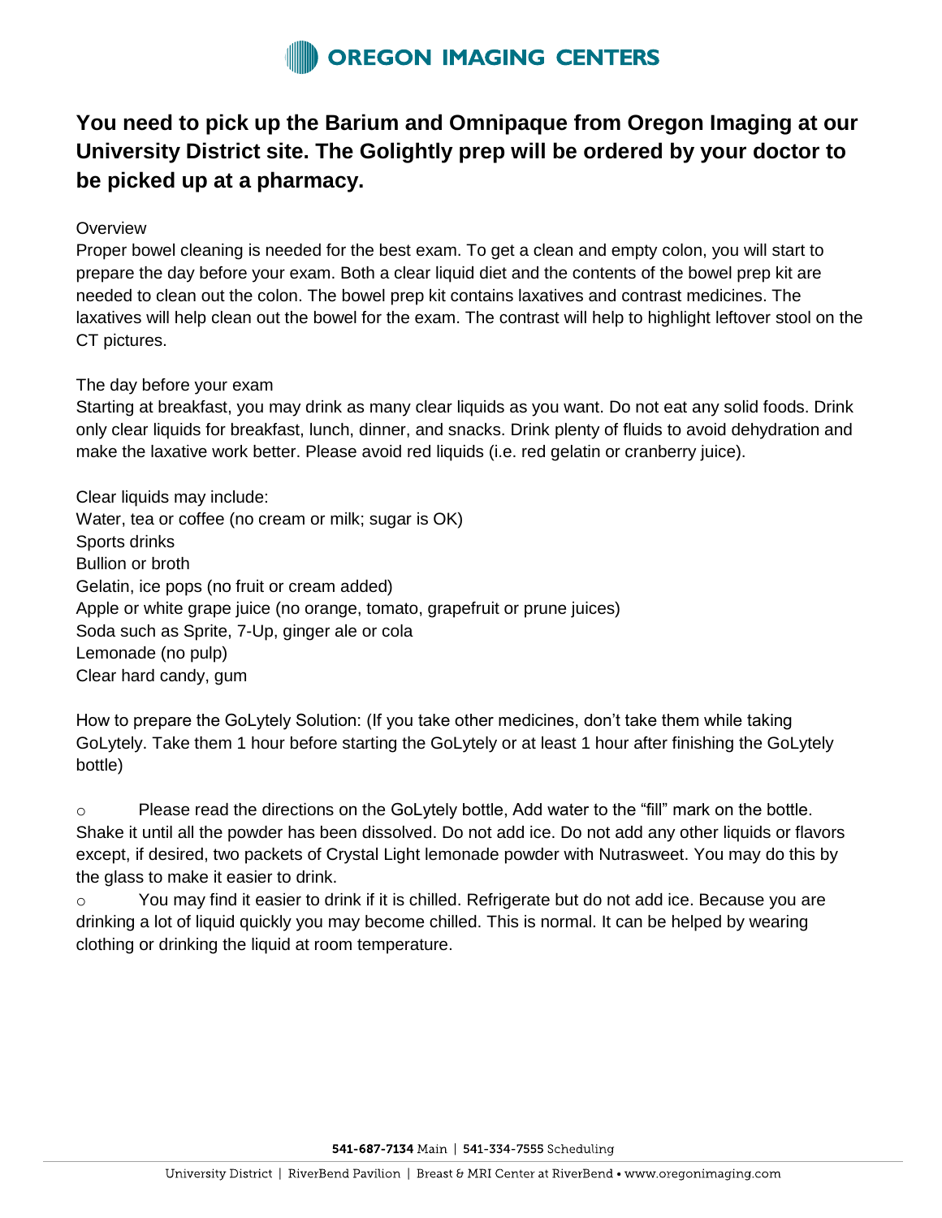# OREGON IMAGING CENTERS

**You need to pick up the Barium and Omnipaque from Oregon Imaging at our University District site. The Golightly prep will be ordered by your doctor to be picked up at a pharmacy.**

Overview

Proper bowel cleaning is needed for the best exam. To get a clean and empty colon, you will start to prepare the day before your exam. Both a clear liquid diet and the contents of the bowel prep kit are needed to clean out the colon. The bowel prep kit contains laxatives and contrast medicines. The laxatives will help clean out the bowel for the exam. The contrast will help to highlight leftover stool on the CT pictures.

The day before your exam

Starting at breakfast, you may drink as many clear liquids as you want. Do not eat any solid foods. Drink only clear liquids for breakfast, lunch, dinner, and snacks. Drink plenty of fluids to avoid dehydration and make the laxative work better. Please avoid red liquids (i.e. red gelatin or cranberry juice).

Clear liquids may include:
Water, tea or coffee (no cream or milk; sugar is OK)
Sports drinks
Bullion or broth
Gelatin, ice pops (no fruit or cream added)
Apple or white grape juice (no orange, tomato, grapefruit or prune juices)
Soda such as Sprite, 7-Up, ginger ale or cola
Lemonade (no pulp)
Clear hard candy, gum

How to prepare the GoLytely Solution: (If you take other medicines, don't take them while taking GoLytely. Take them 1 hour before starting the GoLytely or at least 1 hour after finishing the GoLytely bottle)

- Please read the directions on the GoLytely bottle, Add water to the "fill" mark on the bottle. Shake it until all the powder has been dissolved. Do not add ice. Do not add any other liquids or flavors except, if desired, two packets of Crystal Light lemonade powder with Nutrasweet. You may do this by the glass to make it easier to drink.
- You may find it easier to drink if it is chilled. Refrigerate but do not add ice. Because you are drinking a lot of liquid quickly you may become chilled. This is normal. It can be helped by wearing clothing or drinking the liquid at room temperature.

**541-687-7134** Main | **541-334-7555** Scheduling

University District | RiverBend Pavilion | Breast & MRI Center at RiverBend • www.oregonimaging.com